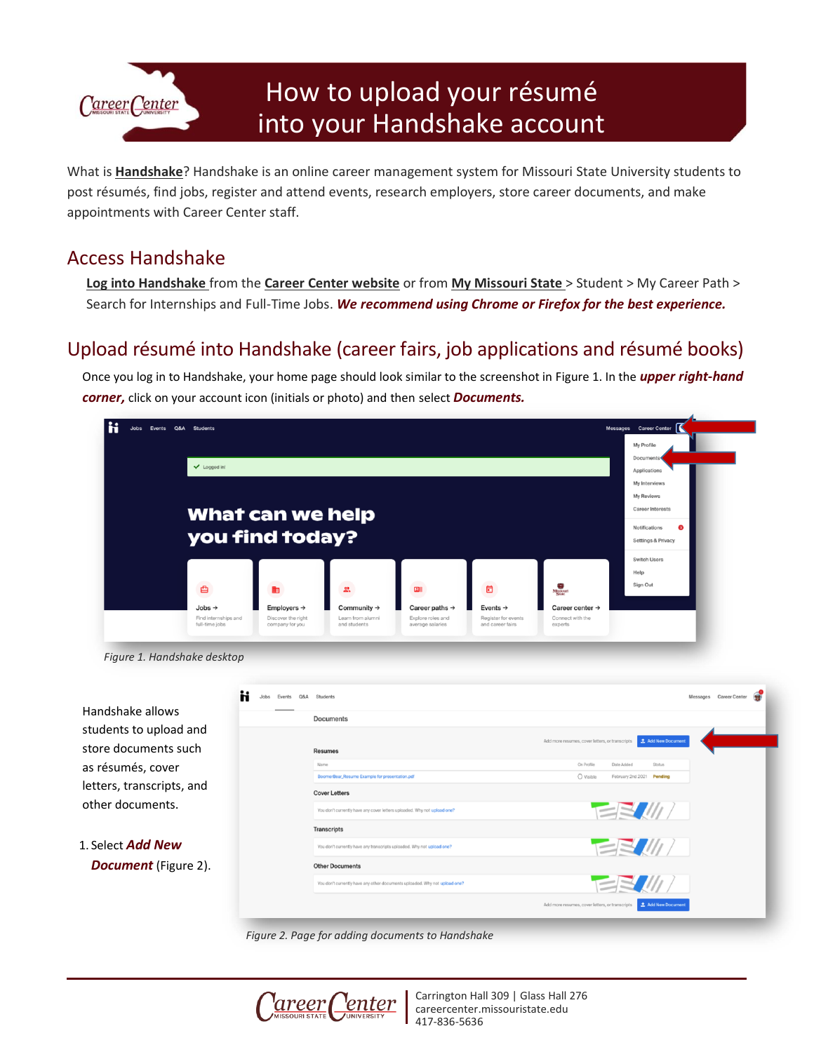# How to upload your résumé into your Handshake account

What is **Handshake**? Handshake is an online career management system for Missouri State University students to post résumés, find jobs, register and attend events, research employers, store career documents, and make appointments with Career Center staff.

## Access Handshake

**Log into Handshake** from the **Career Center website** or from **My Missouri State** > Student > My Career Path > Search for Internships and Full-Time Jobs. ***We recommend using Chrome or Firefox for the best experience.***

## Upload résumé into Handshake (career fairs, job applications and résumé books)

Once you log in to Handshake, your home page should look similar to the screenshot in Figure 1. In the ***upper right-hand corner,*** click on your account icon (initials or photo) and then select ***Documents.***

*Figure 1. Handshake desktop*

Handshake allows students to upload and store documents such as résumés, cover letters, transcripts, and other documents.

1. Select ***Add New Document*** (Figure 2).

*Figure 2. Page for adding documents to Handshake*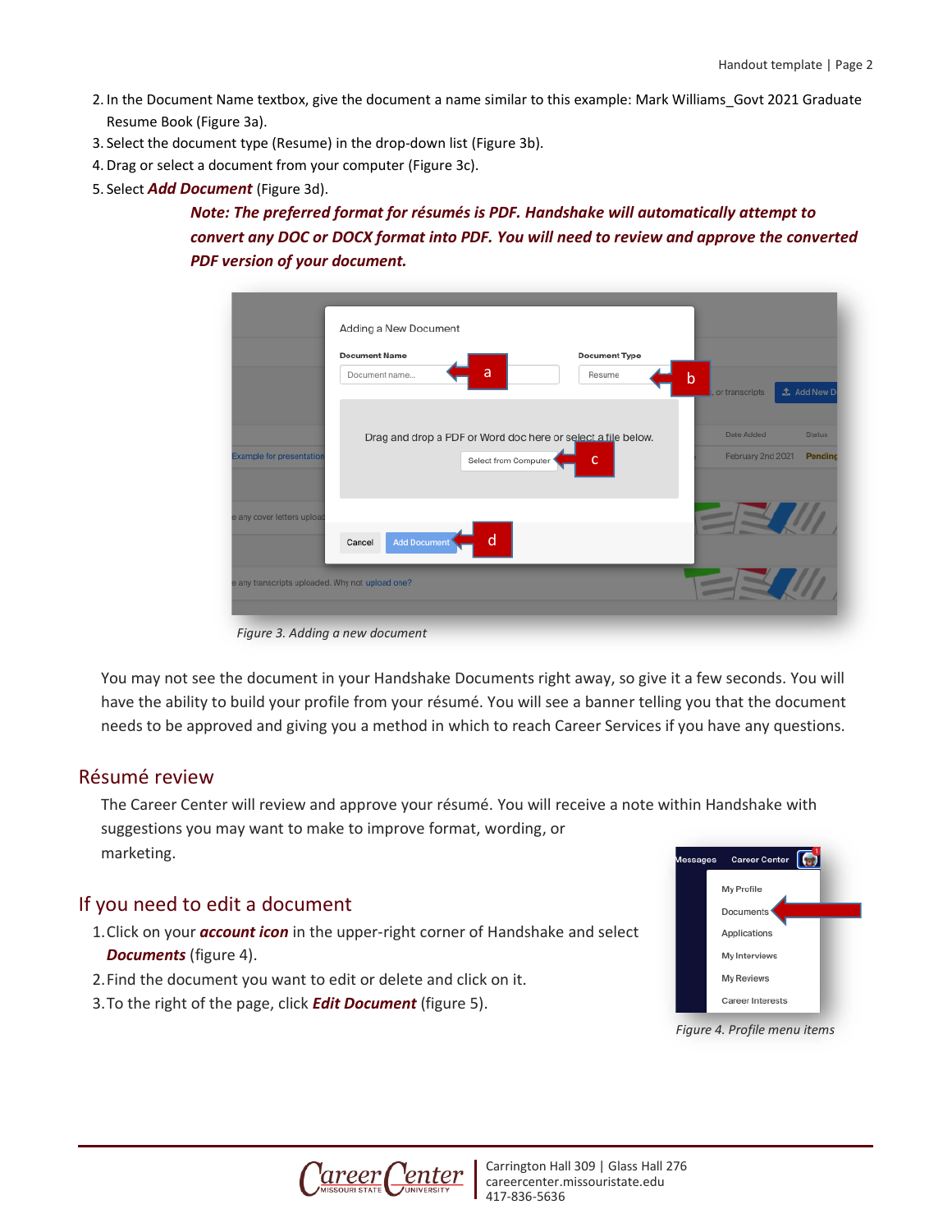2. In the Document Name textbox, give the document a name similar to this example: Mark Williams_Govt 2021 Graduate Resume Book (Figure 3a).
3. Select the document type (Resume) in the drop-down list (Figure 3b).
4. Drag or select a document from your computer (Figure 3c).
5. Select ***Add Document*** (Figure 3d).

***Note: The preferred format for résumés is PDF. Handshake will automatically attempt to convert any DOC or DOCX format into PDF. You will need to review and approve the converted PDF version of your document.***

*Figure 3. Adding a new document*

You may not see the document in your Handshake Documents right away, so give it a few seconds. You will have the ability to build your profile from your résumé. You will see a banner telling you that the document needs to be approved and giving you a method in which to reach Career Services if you have any questions.

## Résumé review

The Career Center will review and approve your résumé. You will receive a note within Handshake with suggestions you may want to make to improve format, wording, or marketing.

## If you need to edit a document

1. Click on your ***account icon*** in the upper-right corner of Handshake and select ***Documents*** (figure 4).
2. Find the document you want to edit or delete and click on it.
3. To the right of the page, click ***Edit Document*** (figure 5).

*Figure 4. Profile menu items*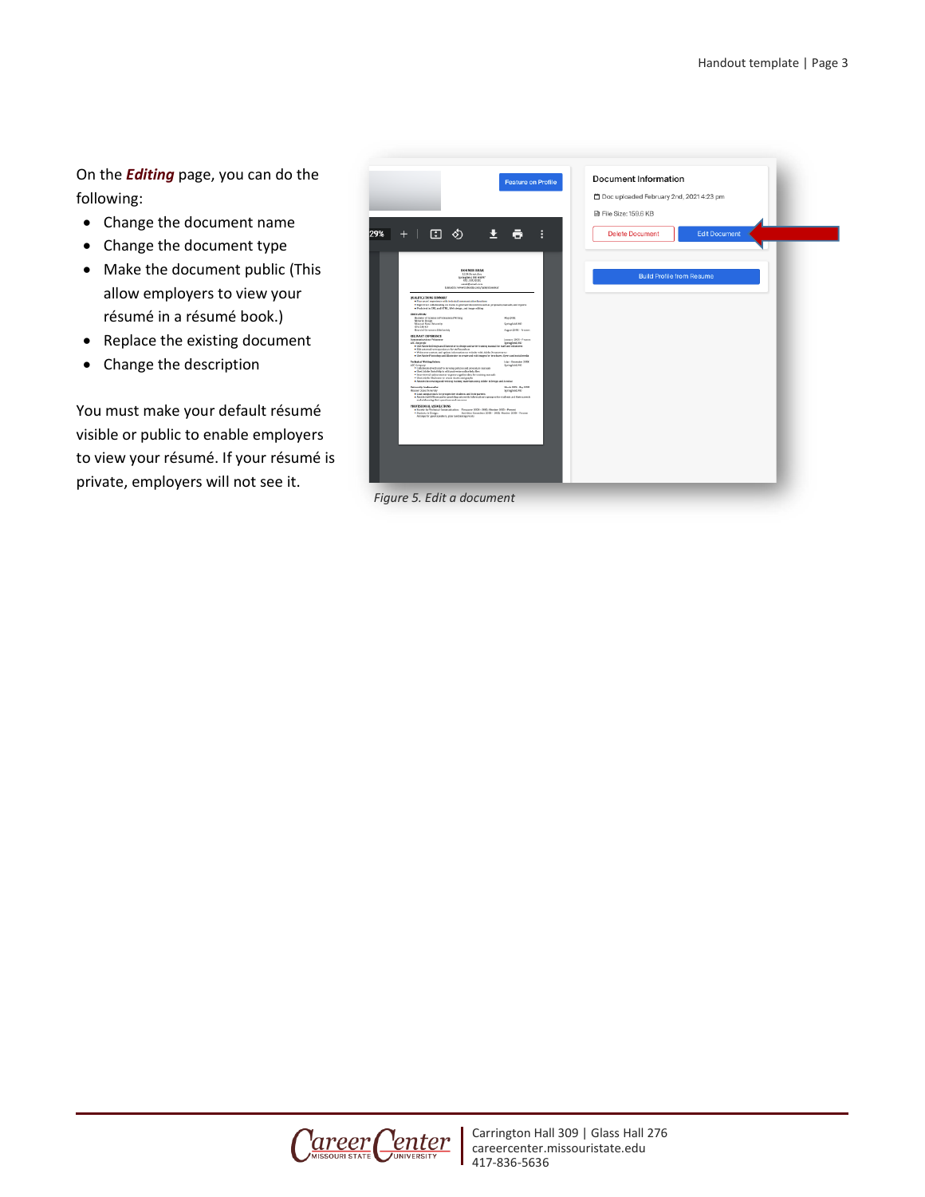On the ***Editing*** page, you can do the following:

- Change the document name
- Change the document type
- Make the document public (This allow employers to view your résumé in a résumé book.)
- Replace the existing document
- Change the description

You must make your default résumé visible or public to enable employers to view your résumé. If your résumé is private, employers will not see it.

*Figure 5. Edit a document*